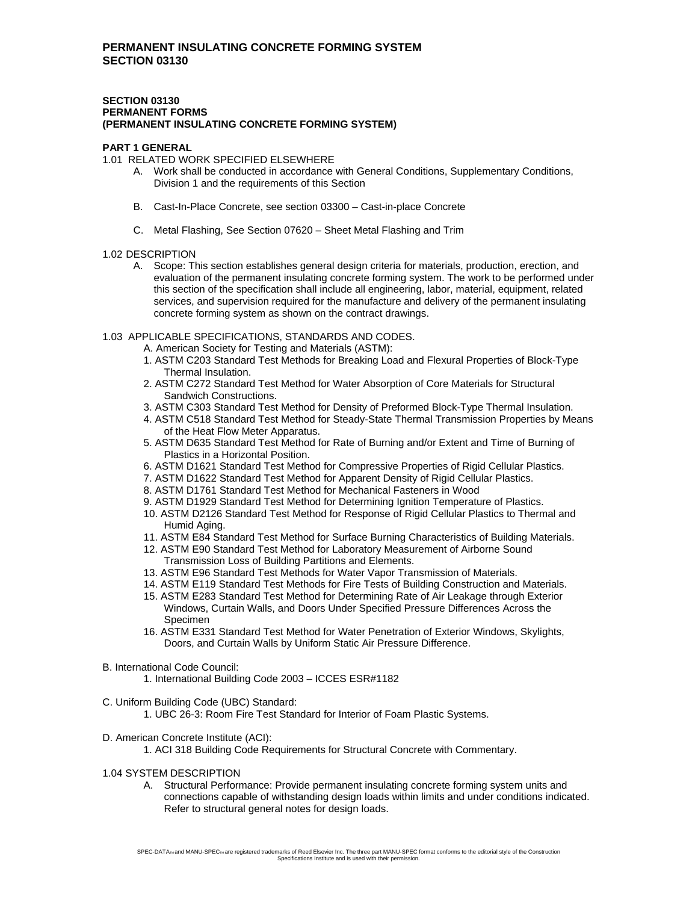# PERMANENT INSULATING CONCRETE FORMING SYSTEM
# SECTION 03130

**SECTION 03130**
**PERMANENT FORMS**
**(PERMANENT INSULATING CONCRETE FORMING SYSTEM)**

## PART 1 GENERAL

1.01 RELATED WORK SPECIFIED ELSEWHERE

A. Work shall be conducted in accordance with General Conditions, Supplementary Conditions, Division 1 and the requirements of this Section

B. Cast-In-Place Concrete, see section 03300 – Cast-in-place Concrete

C. Metal Flashing, See Section 07620 – Sheet Metal Flashing and Trim

1.02 DESCRIPTION

A. Scope: This section establishes general design criteria for materials, production, erection, and evaluation of the permanent insulating concrete forming system. The work to be performed under this section of the specification shall include all engineering, labor, material, equipment, related services, and supervision required for the manufacture and delivery of the permanent insulating concrete forming system as shown on the contract drawings.

1.03 APPLICABLE SPECIFICATIONS, STANDARDS AND CODES.

A. American Society for Testing and Materials (ASTM):

1. ASTM C203 Standard Test Methods for Breaking Load and Flexural Properties of Block-Type Thermal Insulation.
2. ASTM C272 Standard Test Method for Water Absorption of Core Materials for Structural Sandwich Constructions.
3. ASTM C303 Standard Test Method for Density of Preformed Block-Type Thermal Insulation.
4. ASTM C518 Standard Test Method for Steady-State Thermal Transmission Properties by Means of the Heat Flow Meter Apparatus.
5. ASTM D635 Standard Test Method for Rate of Burning and/or Extent and Time of Burning of Plastics in a Horizontal Position.
6. ASTM D1621 Standard Test Method for Compressive Properties of Rigid Cellular Plastics.
7. ASTM D1622 Standard Test Method for Apparent Density of Rigid Cellular Plastics.
8. ASTM D1761 Standard Test Method for Mechanical Fasteners in Wood
9. ASTM D1929 Standard Test Method for Determining Ignition Temperature of Plastics.
10. ASTM D2126 Standard Test Method for Response of Rigid Cellular Plastics to Thermal and Humid Aging.
11. ASTM E84 Standard Test Method for Surface Burning Characteristics of Building Materials.
12. ASTM E90 Standard Test Method for Laboratory Measurement of Airborne Sound Transmission Loss of Building Partitions and Elements.
13. ASTM E96 Standard Test Methods for Water Vapor Transmission of Materials.
14. ASTM E119 Standard Test Methods for Fire Tests of Building Construction and Materials.
15. ASTM E283 Standard Test Method for Determining Rate of Air Leakage through Exterior Windows, Curtain Walls, and Doors Under Specified Pressure Differences Across the Specimen
16. ASTM E331 Standard Test Method for Water Penetration of Exterior Windows, Skylights, Doors, and Curtain Walls by Uniform Static Air Pressure Difference.

B. International Code Council:

1. International Building Code 2003 – ICCES ESR#1182

C. Uniform Building Code (UBC) Standard:

1. UBC 26-3: Room Fire Test Standard for Interior of Foam Plastic Systems.

D. American Concrete Institute (ACI):

1. ACI 318 Building Code Requirements for Structural Concrete with Commentary.

1.04 SYSTEM DESCRIPTION

A. Structural Performance: Provide permanent insulating concrete forming system units and connections capable of withstanding design loads within limits and under conditions indicated. Refer to structural general notes for design loads.

SPEC-DATA™ and MANU-SPEC™ are registered trademarks of Reed Elsevier Inc. The three part MANU-SPEC format conforms to the editorial style of the Construction Specifications Institute and is used with their permission.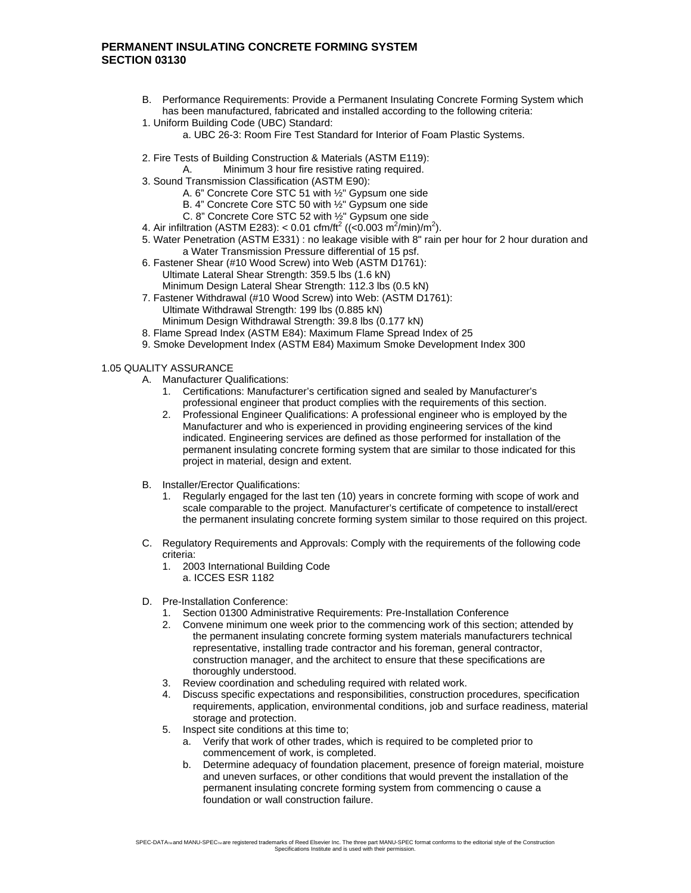B. Performance Requirements: Provide a Permanent Insulating Concrete Forming System which has been manufactured, fabricated and installed according to the following criteria:

1. Uniform Building Code (UBC) Standard:
   a. UBC 26-3: Room Fire Test Standard for Interior of Foam Plastic Systems.

2. Fire Tests of Building Construction & Materials (ASTM E119):
   A. Minimum 3 hour fire resistive rating required.
3. Sound Transmission Classification (ASTM E90):
   A. 6" Concrete Core STC 51 with ½" Gypsum one side
   B. 4" Concrete Core STC 50 with ½" Gypsum one side
   C. 8" Concrete Core STC 52 with ½" Gypsum one side
4. Air infiltration (ASTM E283): < 0.01 cfm/ft$^2$ ((<0.003 m$^2$/min)/m$^2$).
5. Water Penetration (ASTM E331) : no leakage visible with 8" rain per hour for 2 hour duration and a Water Transmission Pressure differential of 15 psf.
6. Fastener Shear (#10 Wood Screw) into Web (ASTM D1761):
   Ultimate Lateral Shear Strength: 359.5 lbs (1.6 kN)
   Minimum Design Lateral Shear Strength: 112.3 lbs (0.5 kN)
7. Fastener Withdrawal (#10 Wood Screw) into Web: (ASTM D1761):
   Ultimate Withdrawal Strength: 199 lbs (0.885 kN)
   Minimum Design Withdrawal Strength: 39.8 lbs (0.177 kN)
8. Flame Spread Index (ASTM E84): Maximum Flame Spread Index of 25
9. Smoke Development Index (ASTM E84) Maximum Smoke Development Index 300

1.05 QUALITY ASSURANCE

A. Manufacturer Qualifications:
   1. Certifications: Manufacturer's certification signed and sealed by Manufacturer's professional engineer that product complies with the requirements of this section.
   2. Professional Engineer Qualifications: A professional engineer who is employed by the Manufacturer and who is experienced in providing engineering services of the kind indicated. Engineering services are defined as those performed for installation of the permanent insulating concrete forming system that are similar to those indicated for this project in material, design and extent.

B. Installer/Erector Qualifications:
   1. Regularly engaged for the last ten (10) years in concrete forming with scope of work and scale comparable to the project. Manufacturer's certificate of competence to install/erect the permanent insulating concrete forming system similar to those required on this project.

C. Regulatory Requirements and Approvals: Comply with the requirements of the following code criteria:
   1. 2003 International Building Code
      a. ICCES ESR 1182

D. Pre-Installation Conference:
   1. Section 01300 Administrative Requirements: Pre-Installation Conference
   2. Convene minimum one week prior to the commencing work of this section; attended by the permanent insulating concrete forming system materials manufacturers technical representative, installing trade contractor and his foreman, general contractor, construction manager, and the architect to ensure that these specifications are thoroughly understood.
   3. Review coordination and scheduling required with related work.
   4. Discuss specific expectations and responsibilities, construction procedures, specification requirements, application, environmental conditions, job and surface readiness, material storage and protection.
   5. Inspect site conditions at this time to;
      a. Verify that work of other trades, which is required to be completed prior to commencement of work, is completed.
      b. Determine adequacy of foundation placement, presence of foreign material, moisture and uneven surfaces, or other conditions that would prevent the installation of the permanent insulating concrete forming system from commencing o cause a foundation or wall construction failure.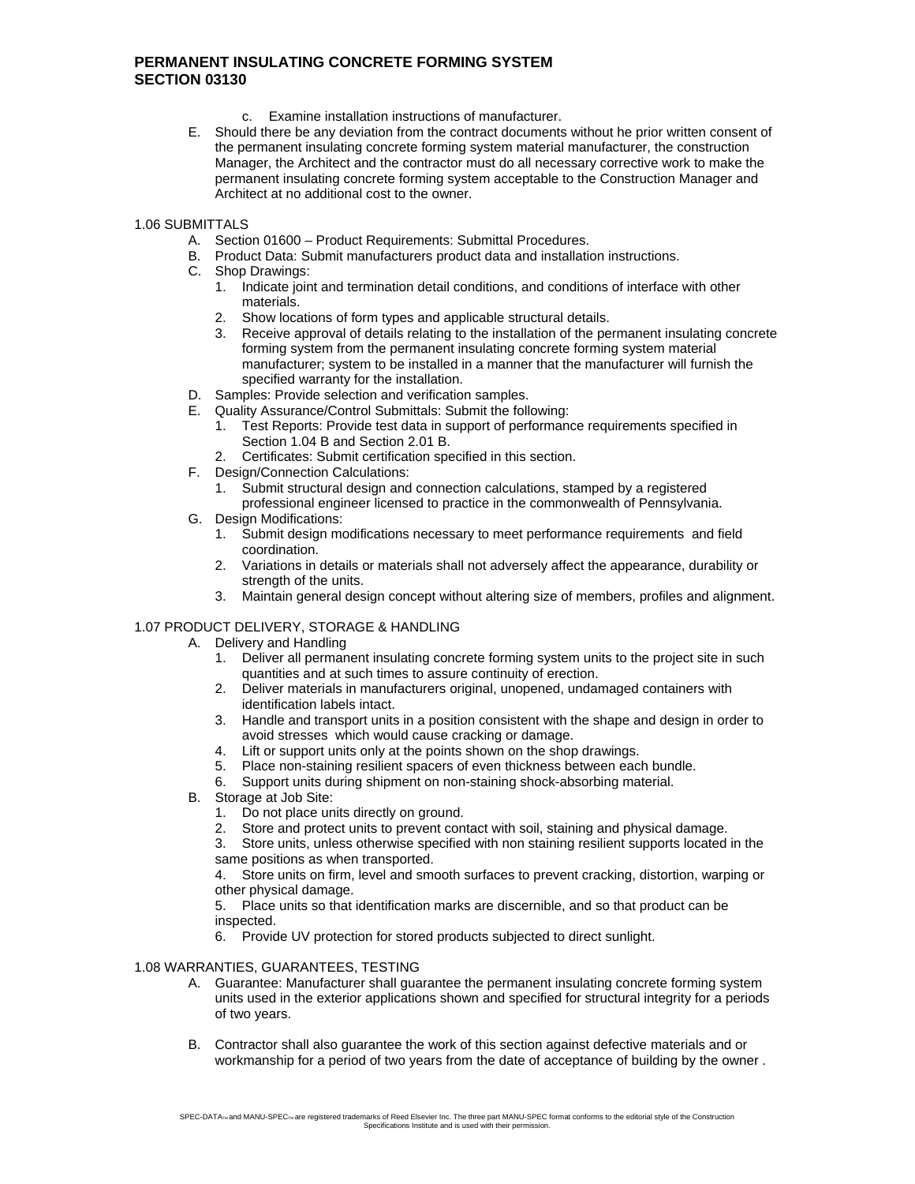c. Examine installation instructions of manufacturer.

E. Should there be any deviation from the contract documents without he prior written consent of the permanent insulating concrete forming system material manufacturer, the construction Manager, the Architect and the contractor must do all necessary corrective work to make the permanent insulating concrete forming system acceptable to the Construction Manager and Architect at no additional cost to the owner.

1.06 SUBMITTALS

A. Section 01600 – Product Requirements: Submittal Procedures.

B. Product Data: Submit manufacturers product data and installation instructions.

C. Shop Drawings:
   1. Indicate joint and termination detail conditions, and conditions of interface with other materials.
   2. Show locations of form types and applicable structural details.
   3. Receive approval of details relating to the installation of the permanent insulating concrete forming system from the permanent insulating concrete forming system material manufacturer; system to be installed in a manner that the manufacturer will furnish the specified warranty for the installation.

D. Samples: Provide selection and verification samples.

E. Quality Assurance/Control Submittals: Submit the following:
   1. Test Reports: Provide test data in support of performance requirements specified in Section 1.04 B and Section 2.01 B.
   2. Certificates: Submit certification specified in this section.

F. Design/Connection Calculations:
   1. Submit structural design and connection calculations, stamped by a registered professional engineer licensed to practice in the commonwealth of Pennsylvania.

G. Design Modifications:
   1. Submit design modifications necessary to meet performance requirements and field coordination.
   2. Variations in details or materials shall not adversely affect the appearance, durability or strength of the units.
   3. Maintain general design concept without altering size of members, profiles and alignment.

1.07 PRODUCT DELIVERY, STORAGE & HANDLING

A. Delivery and Handling
   1. Deliver all permanent insulating concrete forming system units to the project site in such quantities and at such times to assure continuity of erection.
   2. Deliver materials in manufacturers original, unopened, undamaged containers with identification labels intact.
   3. Handle and transport units in a position consistent with the shape and design in order to avoid stresses which would cause cracking or damage.
   4. Lift or support units only at the points shown on the shop drawings.
   5. Place non-staining resilient spacers of even thickness between each bundle.
   6. Support units during shipment on non-staining shock-absorbing material.

B. Storage at Job Site:
   1. Do not place units directly on ground.
   2. Store and protect units to prevent contact with soil, staining and physical damage.
   3. Store units, unless otherwise specified with non staining resilient supports located in the same positions as when transported.
   4. Store units on firm, level and smooth surfaces to prevent cracking, distortion, warping or other physical damage.
   5. Place units so that identification marks are discernible, and so that product can be inspected.
   6. Provide UV protection for stored products subjected to direct sunlight.

1.08 WARRANTIES, GUARANTEES, TESTING

A. Guarantee: Manufacturer shall guarantee the permanent insulating concrete forming system units used in the exterior applications shown and specified for structural integrity for a periods of two years.

B. Contractor shall also guarantee the work of this section against defective materials and or workmanship for a period of two years from the date of acceptance of building by the owner .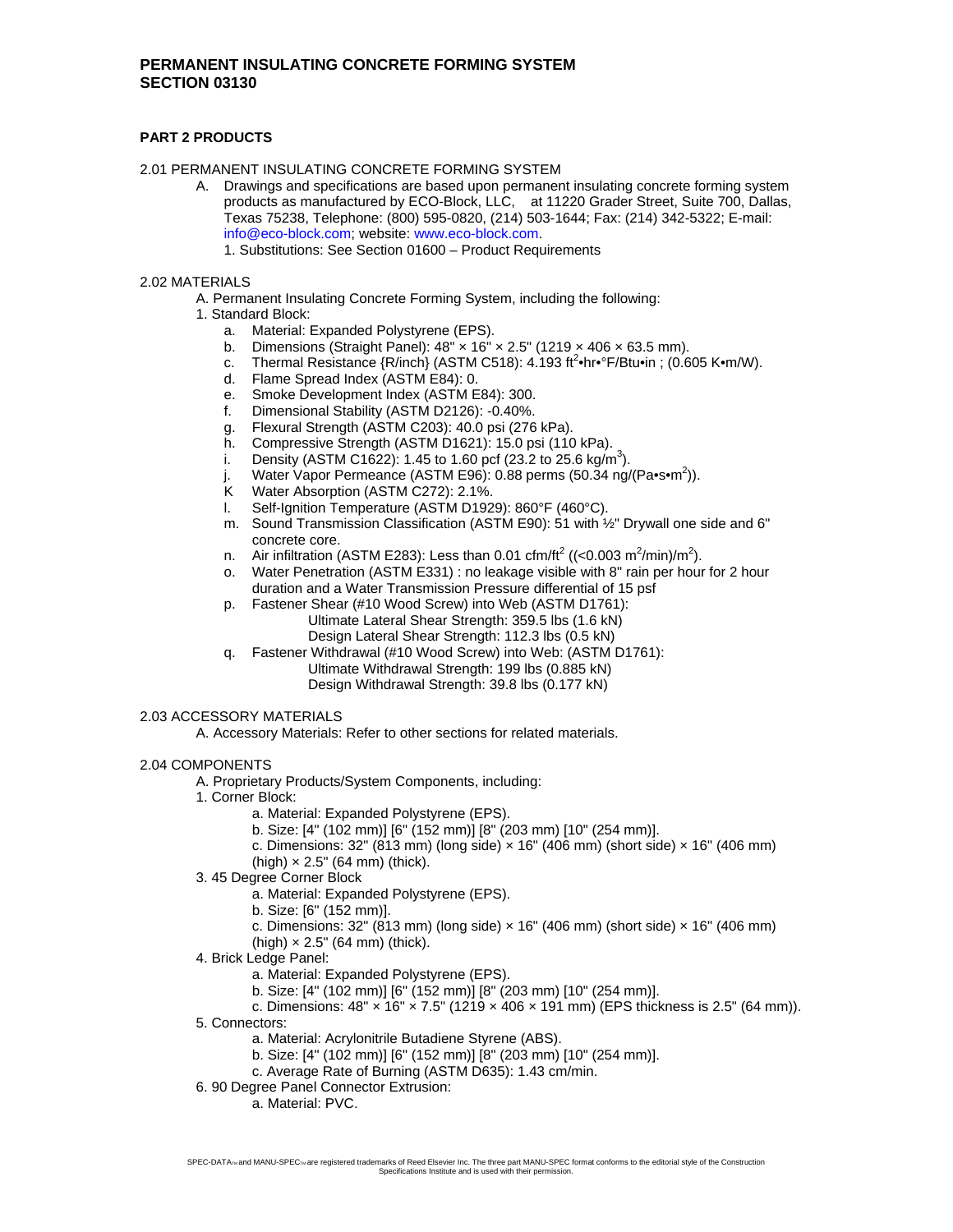# PERMANENT INSULATING CONCRETE FORMING SYSTEM
# SECTION 03130

## PART 2 PRODUCTS

2.01 PERMANENT INSULATING CONCRETE FORMING SYSTEM

A. Drawings and specifications are based upon permanent insulating concrete forming system products as manufactured by ECO-Block, LLC, at 11220 Grader Street, Suite 700, Dallas, Texas 75238, Telephone: (800) 595-0820, (214) 503-1644; Fax: (214) 342-5322; E-mail: info@eco-block.com; website: www.eco-block.com.

1. Substitutions: See Section 01600 – Product Requirements

2.02 MATERIALS

A. Permanent Insulating Concrete Forming System, including the following:

1. Standard Block:
   a. Material: Expanded Polystyrene (EPS).
   b. Dimensions (Straight Panel): 48" × 16" × 2.5" (1219 × 406 × 63.5 mm).
   c. Thermal Resistance {R/inch} (ASTM C518): 4.193 $ft^2$•hr•°F/Btu•in ; (0.605 K•m/W).
   d. Flame Spread Index (ASTM E84): 0.
   e. Smoke Development Index (ASTM E84): 300.
   f. Dimensional Stability (ASTM D2126): -0.40%.
   g. Flexural Strength (ASTM C203): 40.0 psi (276 kPa).
   h. Compressive Strength (ASTM D1621): 15.0 psi (110 kPa).
   i. Density (ASTM C1622): 1.45 to 1.60 pcf (23.2 to 25.6 $kg/m^3$).
   j. Water Vapor Permeance (ASTM E96): 0.88 perms (50.34 ng/(Pa•s•$m^2$)).
   K Water Absorption (ASTM C272): 2.1%.
   l. Self-Ignition Temperature (ASTM D1929): 860°F (460°C).
   m. Sound Transmission Classification (ASTM E90): 51 with ½" Drywall one side and 6" concrete core.
   n. Air infiltration (ASTM E283): Less than 0.01 cfm/$ft^2$ ((<0.003 $m^2$/min)/$m^2$).
   o. Water Penetration (ASTM E331) : no leakage visible with 8" rain per hour for 2 hour duration and a Water Transmission Pressure differential of 15 psf
   p. Fastener Shear (#10 Wood Screw) into Web (ASTM D1761):
      Ultimate Lateral Shear Strength: 359.5 lbs (1.6 kN)
      Design Lateral Shear Strength: 112.3 lbs (0.5 kN)
   q. Fastener Withdrawal (#10 Wood Screw) into Web: (ASTM D1761):
      Ultimate Withdrawal Strength: 199 lbs (0.885 kN)
      Design Withdrawal Strength: 39.8 lbs (0.177 kN)

2.03 ACCESSORY MATERIALS

A. Accessory Materials: Refer to other sections for related materials.

2.04 COMPONENTS

A. Proprietary Products/System Components, including:

1. Corner Block:
   a. Material: Expanded Polystyrene (EPS).
   b. Size: [4" (102 mm)] [6" (152 mm)] [8" (203 mm) [10" (254 mm)].
   c. Dimensions: 32" (813 mm) (long side) × 16" (406 mm) (short side) × 16" (406 mm) (high) × 2.5" (64 mm) (thick).

3. 45 Degree Corner Block
   a. Material: Expanded Polystyrene (EPS).
   b. Size: [6" (152 mm)].
   c. Dimensions: 32" (813 mm) (long side) × 16" (406 mm) (short side) × 16" (406 mm) (high) × 2.5" (64 mm) (thick).

4. Brick Ledge Panel:
   a. Material: Expanded Polystyrene (EPS).
   b. Size: [4" (102 mm)] [6" (152 mm)] [8" (203 mm) [10" (254 mm)].
   c. Dimensions: 48" × 16" × 7.5" (1219 × 406 × 191 mm) (EPS thickness is 2.5" (64 mm)).

5. Connectors:
   a. Material: Acrylonitrile Butadiene Styrene (ABS).
   b. Size: [4" (102 mm)] [6" (152 mm)] [8" (203 mm) [10" (254 mm)].
   c. Average Rate of Burning (ASTM D635): 1.43 cm/min.

6. 90 Degree Panel Connector Extrusion:
   a. Material: PVC.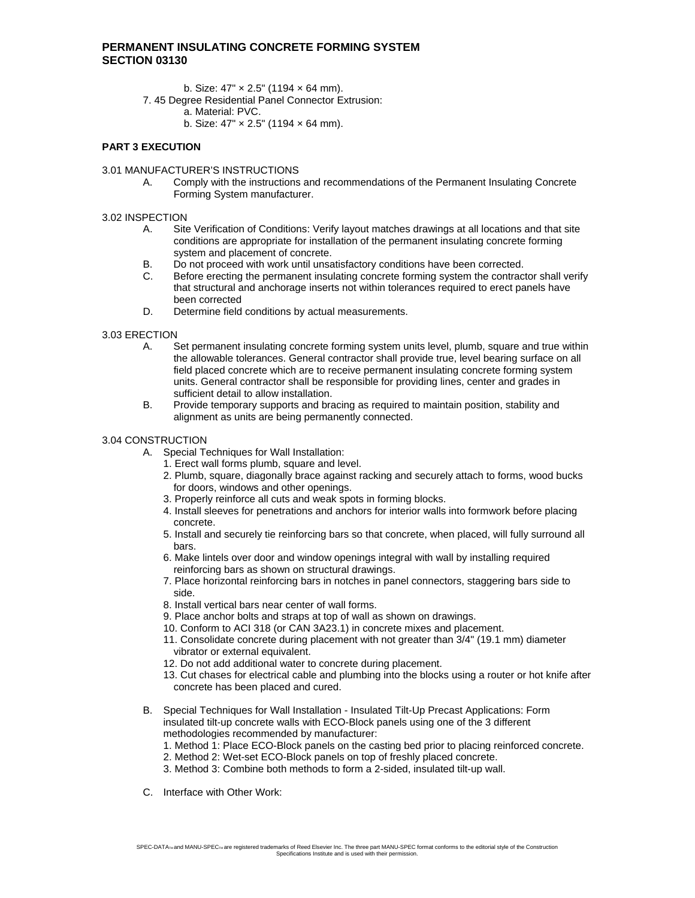b. Size: 47" × 2.5" (1194 × 64 mm).

7. 45 Degree Residential Panel Connector Extrusion:
   a. Material: PVC.
   b. Size: 47" × 2.5" (1194 × 64 mm).

## PART 3 EXECUTION

### 3.01 MANUFACTURER'S INSTRUCTIONS

A. Comply with the instructions and recommendations of the Permanent Insulating Concrete Forming System manufacturer.

### 3.02 INSPECTION

A. Site Verification of Conditions: Verify layout matches drawings at all locations and that site conditions are appropriate for installation of the permanent insulating concrete forming system and placement of concrete.

B. Do not proceed with work until unsatisfactory conditions have been corrected.

C. Before erecting the permanent insulating concrete forming system the contractor shall verify that structural and anchorage inserts not within tolerances required to erect panels have been corrected

D. Determine field conditions by actual measurements.

### 3.03 ERECTION

A. Set permanent insulating concrete forming system units level, plumb, square and true within the allowable tolerances. General contractor shall provide true, level bearing surface on all field placed concrete which are to receive permanent insulating concrete forming system units. General contractor shall be responsible for providing lines, center and grades in sufficient detail to allow installation.

B. Provide temporary supports and bracing as required to maintain position, stability and alignment as units are being permanently connected.

### 3.04 CONSTRUCTION

A. Special Techniques for Wall Installation:
   1. Erect wall forms plumb, square and level.
   2. Plumb, square, diagonally brace against racking and securely attach to forms, wood bucks for doors, windows and other openings.
   3. Properly reinforce all cuts and weak spots in forming blocks.
   4. Install sleeves for penetrations and anchors for interior walls into formwork before placing concrete.
   5. Install and securely tie reinforcing bars so that concrete, when placed, will fully surround all bars.
   6. Make lintels over door and window openings integral with wall by installing required reinforcing bars as shown on structural drawings.
   7. Place horizontal reinforcing bars in notches in panel connectors, staggering bars side to side.
   8. Install vertical bars near center of wall forms.
   9. Place anchor bolts and straps at top of wall as shown on drawings.
   10. Conform to ACI 318 (or CAN 3A23.1) in concrete mixes and placement.
   11. Consolidate concrete during placement with not greater than 3/4" (19.1 mm) diameter vibrator or external equivalent.
   12. Do not add additional water to concrete during placement.
   13. Cut chases for electrical cable and plumbing into the blocks using a router or hot knife after concrete has been placed and cured.

B. Special Techniques for Wall Installation - Insulated Tilt-Up Precast Applications: Form insulated tilt-up concrete walls with ECO-Block panels using one of the 3 different methodologies recommended by manufacturer:
   1. Method 1: Place ECO-Block panels on the casting bed prior to placing reinforced concrete.
   2. Method 2: Wet-set ECO-Block panels on top of freshly placed concrete.
   3. Method 3: Combine both methods to form a 2-sided, insulated tilt-up wall.

C. Interface with Other Work: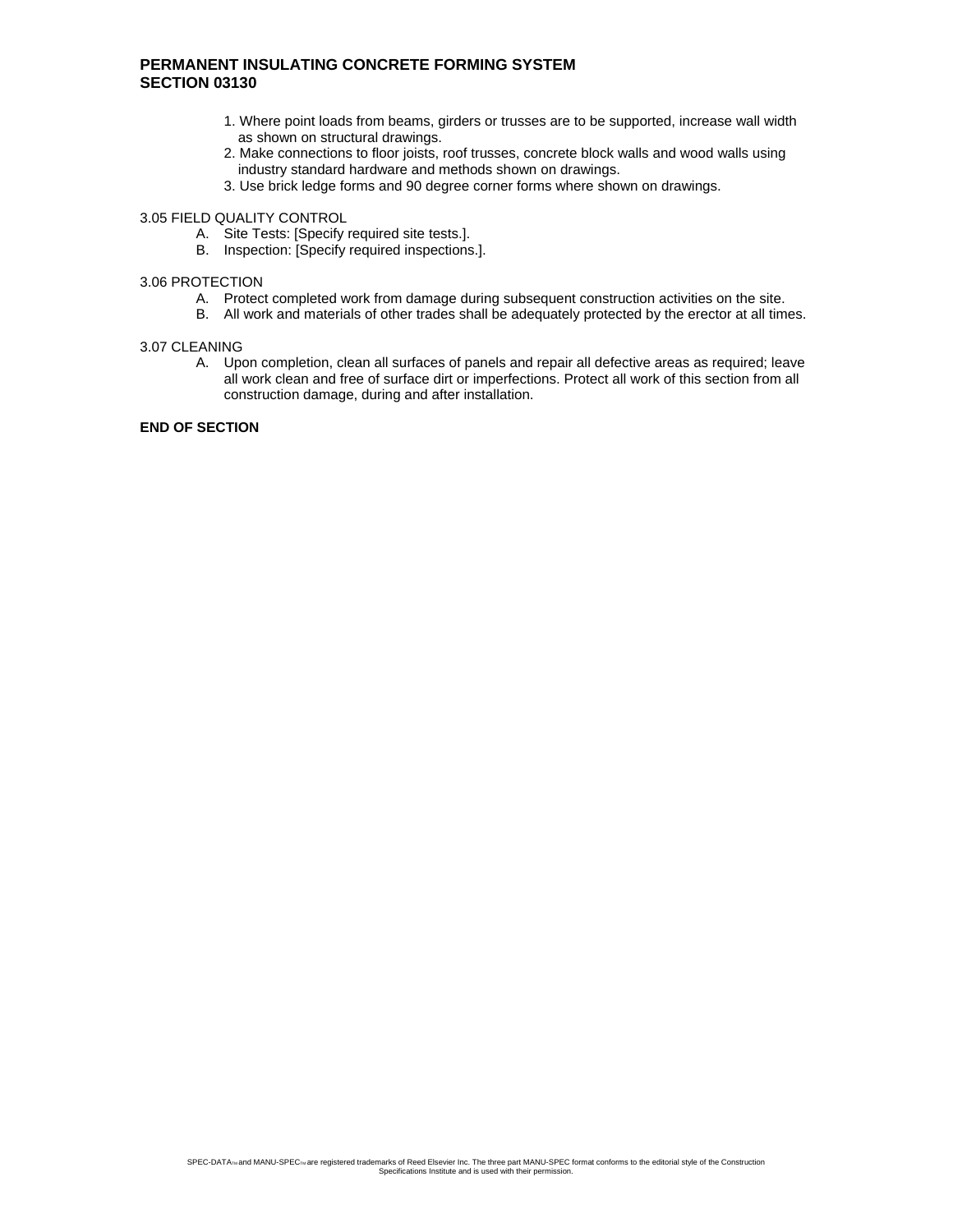1. Where point loads from beams, girders or trusses are to be supported, increase wall width as shown on structural drawings.
2. Make connections to floor joists, roof trusses, concrete block walls and wood walls using industry standard hardware and methods shown on drawings.
3. Use brick ledge forms and 90 degree corner forms where shown on drawings.

3.05 FIELD QUALITY CONTROL

A. Site Tests: [Specify required site tests.].
B. Inspection: [Specify required inspections.].

3.06 PROTECTION

A. Protect completed work from damage during subsequent construction activities on the site.
B. All work and materials of other trades shall be adequately protected by the erector at all times.

3.07 CLEANING

A. Upon completion, clean all surfaces of panels and repair all defective areas as required; leave all work clean and free of surface dirt or imperfections. Protect all work of this section from all construction damage, during and after installation.

**END OF SECTION**